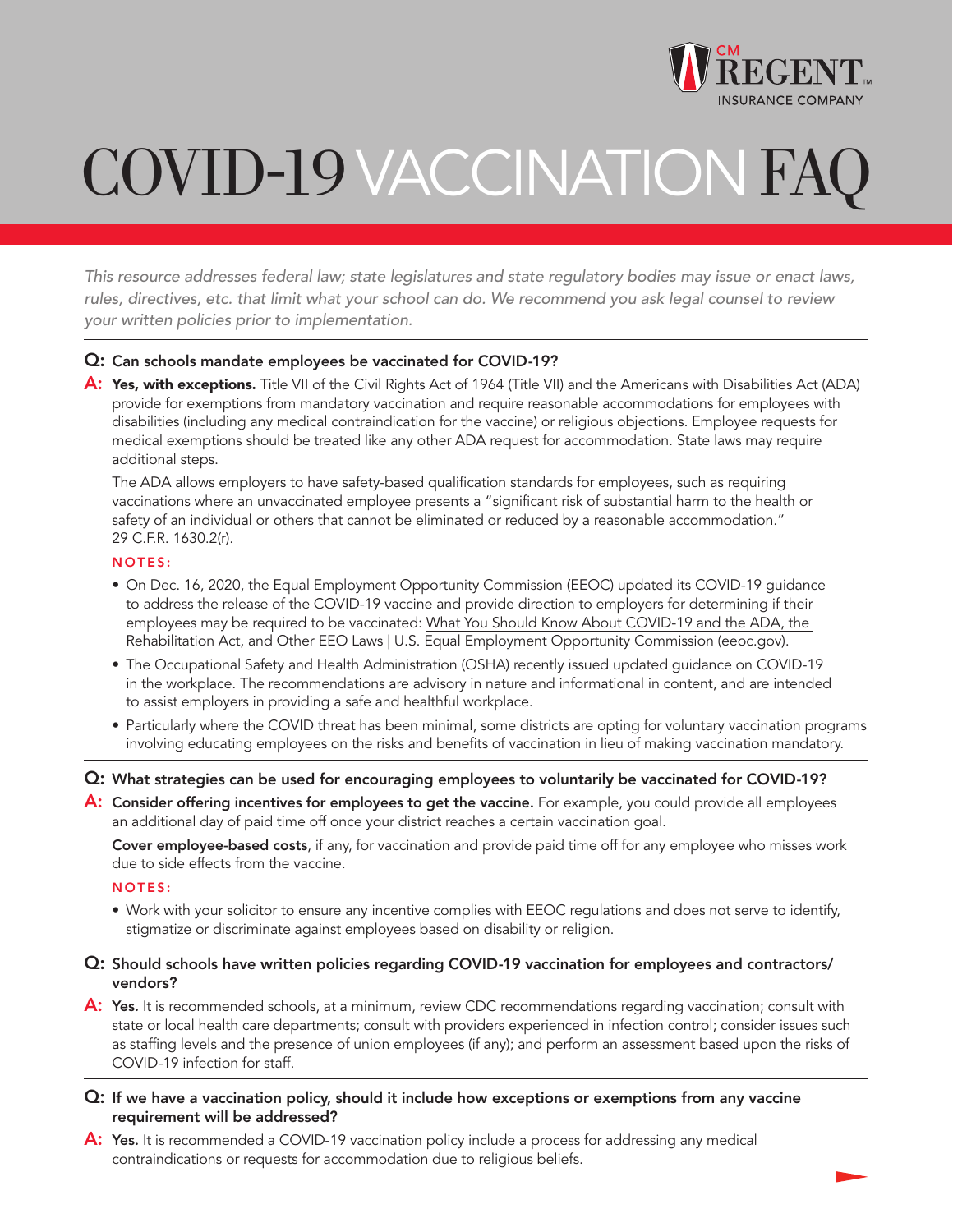# COVID-19 VACCINATION FAQ

*This resource addresses federal law; state legislatures and state regulatory bodies may issue or enact laws, rules, directives, etc. that limit what your school can do. We recommend you ask legal counsel to review your written policies prior to implementation.*

---

**Q: Can schools mandate employees be vaccinated for COVID-19?**

**A: Yes, with exceptions.** Title VII of the Civil Rights Act of 1964 (Title VII) and the Americans with Disabilities Act (ADA) provide for exemptions from mandatory vaccination and require reasonable accommodations for employees with disabilities (including any medical contraindication for the vaccine) or religious objections. Employee requests for medical exemptions should be treated like any other ADA request for accommodation. State laws may require additional steps.

The ADA allows employers to have safety-based qualification standards for employees, such as requiring vaccinations where an unvaccinated employee presents a "significant risk of substantial harm to the health or safety of an individual or others that cannot be eliminated or reduced by a reasonable accommodation." 29 C.F.R. 1630.2(r).

**NOTES:**

- On Dec. 16, 2020, the Equal Employment Opportunity Commission (EEOC) updated its COVID-19 guidance to address the release of the COVID-19 vaccine and provide direction to employers for determining if their employees may be required to be vaccinated: What You Should Know About COVID-19 and the ADA, the Rehabilitation Act, and Other EEO Laws | U.S. Equal Employment Opportunity Commission (eeoc.gov).
- The Occupational Safety and Health Administration (OSHA) recently issued updated guidance on COVID-19 in the workplace. The recommendations are advisory in nature and informational in content, and are intended to assist employers in providing a safe and healthful workplace.
- Particularly where the COVID threat has been minimal, some districts are opting for voluntary vaccination programs involving educating employees on the risks and benefits of vaccination in lieu of making vaccination mandatory.

---

**Q: What strategies can be used for encouraging employees to voluntarily be vaccinated for COVID-19?**

**A: Consider offering incentives for employees to get the vaccine.** For example, you could provide all employees an additional day of paid time off once your district reaches a certain vaccination goal.

**Cover employee-based costs**, if any, for vaccination and provide paid time off for any employee who misses work due to side effects from the vaccine.

**NOTES:**

- Work with your solicitor to ensure any incentive complies with EEOC regulations and does not serve to identify, stigmatize or discriminate against employees based on disability or religion.

---

**Q: Should schools have written policies regarding COVID-19 vaccination for employees and contractors/vendors?**

**A: Yes.** It is recommended schools, at a minimum, review CDC recommendations regarding vaccination; consult with state or local health care departments; consult with providers experienced in infection control; consider issues such as staffing levels and the presence of union employees (if any); and perform an assessment based upon the risks of COVID-19 infection for staff.

---

**Q: If we have a vaccination policy, should it include how exceptions or exemptions from any vaccine requirement will be addressed?**

**A: Yes.** It is recommended a COVID-19 vaccination policy include a process for addressing any medical contraindications or requests for accommodation due to religious beliefs.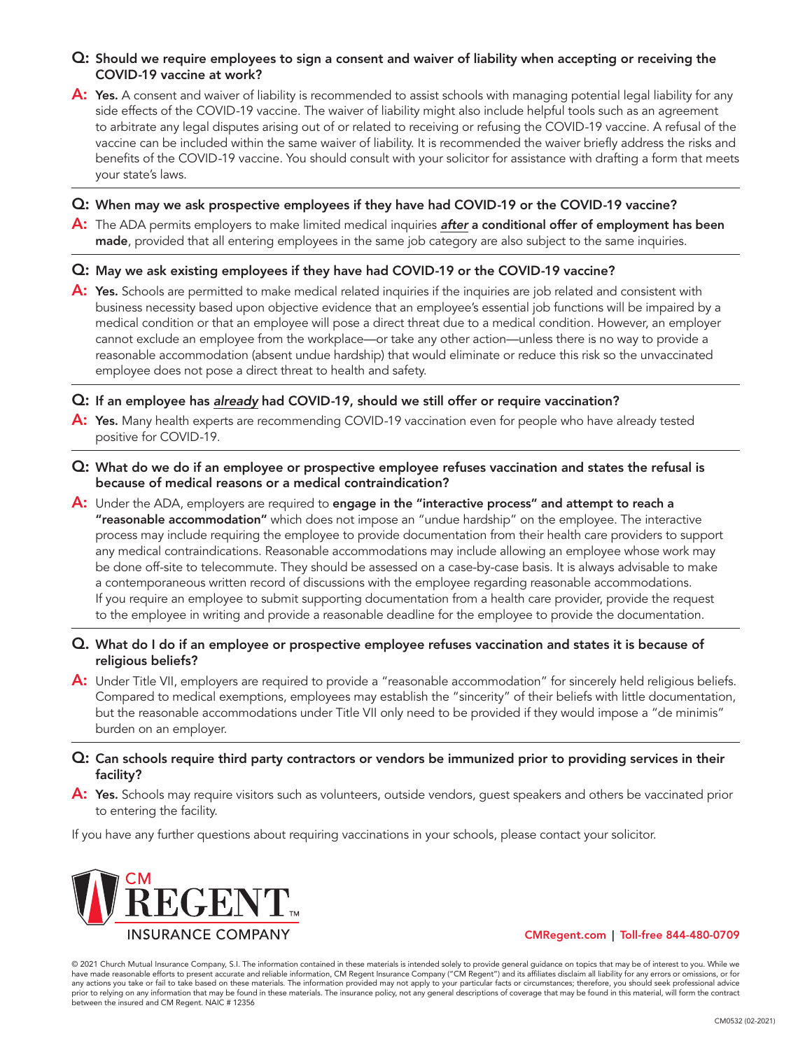**Q: Should we require employees to sign a consent and waiver of liability when accepting or receiving the COVID-19 vaccine at work?**

**A: Yes.** A consent and waiver of liability is recommended to assist schools with managing potential legal liability for any side effects of the COVID-19 vaccine. The waiver of liability might also include helpful tools such as an agreement to arbitrate any legal disputes arising out of or related to receiving or refusing the COVID-19 vaccine. A refusal of the vaccine can be included within the same waiver of liability. It is recommended the waiver briefly address the risks and benefits of the COVID-19 vaccine. You should consult with your solicitor for assistance with drafting a form that meets your state's laws.

---

**Q: When may we ask prospective employees if they have had COVID-19 or the COVID-19 vaccine?**

**A:** The ADA permits employers to make limited medical inquiries ***after*** **a conditional offer of employment has been made**, provided that all entering employees in the same job category are also subject to the same inquiries.

---

**Q: May we ask existing employees if they have had COVID-19 or the COVID-19 vaccine?**

**A: Yes.** Schools are permitted to make medical related inquiries if the inquiries are job related and consistent with business necessity based upon objective evidence that an employee's essential job functions will be impaired by a medical condition or that an employee will pose a direct threat due to a medical condition. However, an employer cannot exclude an employee from the workplace—or take any other action—unless there is no way to provide a reasonable accommodation (absent undue hardship) that would eliminate or reduce this risk so the unvaccinated employee does not pose a direct threat to health and safety.

---

**Q: If an employee has *already* had COVID-19, should we still offer or require vaccination?**

**A: Yes.** Many health experts are recommending COVID-19 vaccination even for people who have already tested positive for COVID-19.

---

**Q: What do we do if an employee or prospective employee refuses vaccination and states the refusal is because of medical reasons or a medical contraindication?**

**A:** Under the ADA, employers are required to **engage in the "interactive process" and attempt to reach a "reasonable accommodation"** which does not impose an "undue hardship" on the employee. The interactive process may include requiring the employee to provide documentation from their health care providers to support any medical contraindications. Reasonable accommodations may include allowing an employee whose work may be done off-site to telecommute. They should be assessed on a case-by-case basis. It is always advisable to make a contemporaneous written record of discussions with the employee regarding reasonable accommodations. If you require an employee to submit supporting documentation from a health care provider, provide the request to the employee in writing and provide a reasonable deadline for the employee to provide the documentation.

---

**Q. What do I do if an employee or prospective employee refuses vaccination and states it is because of religious beliefs?**

**A:** Under Title VII, employers are required to provide a "reasonable accommodation" for sincerely held religious beliefs. Compared to medical exemptions, employees may establish the "sincerity" of their beliefs with little documentation, but the reasonable accommodations under Title VII only need to be provided if they would impose a "de minimis" burden on an employer.

---

**Q: Can schools require third party contractors or vendors be immunized prior to providing services in their facility?**

**A: Yes.** Schools may require visitors such as volunteers, outside vendors, guest speakers and others be vaccinated prior to entering the facility.

If you have any further questions about requiring vaccinations in your schools, please contact your solicitor.

CM REGENT™ INSURANCE COMPANY

CMRegent.com | Toll-free 844-480-0709

© 2021 Church Mutual Insurance Company, S.I. The information contained in these materials is intended solely to provide general guidance on topics that may be of interest to you. While we have made reasonable efforts to present accurate and reliable information, CM Regent Insurance Company ("CM Regent") and its affiliates disclaim all liability for any errors or omissions, or for any actions you take or fail to take based on these materials. The information provided may not apply to your particular facts or circumstances; therefore, you should seek professional advice prior to relying on any information that may be found in these materials. The insurance policy, not any general descriptions of coverage that may be found in this material, will form the contract between the insured and CM Regent. NAIC # 12356

CM0532 (02-2021)